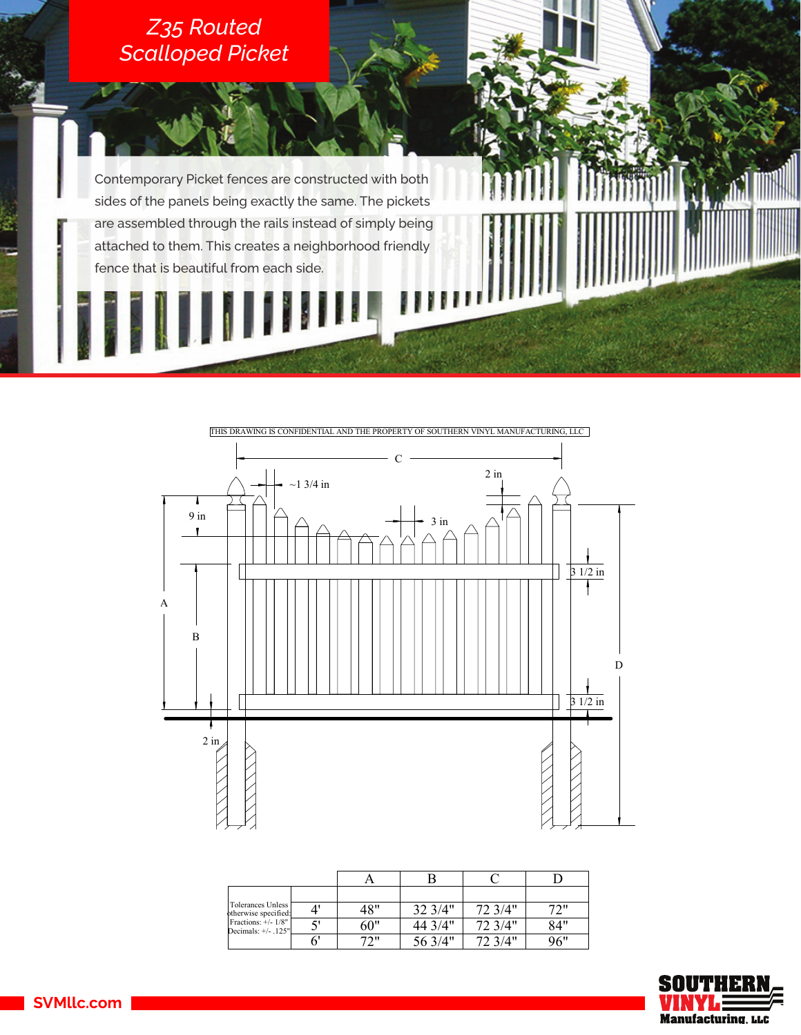# Z35 Routed Scalloped Picket

Contemporary Picket fences are constructed with both sides of the panels being exactly the same. The pickets are assembled through the rails instead of simply being attached to them. This creates a neighborhood friendly fence that is beautiful from each side.

THIS DRAWING IS CONFIDENTIAL AND THE PROPERTY OF SOUTHERN VINYL MANUFACTURING, LLC

C

~1 3/4 in

2 in

9 in

3 in

3 1/2 in

A

B

D

3 1/2 in

2 in

| Tolerances Unless otherwise specified: Fractions: +/- 1/8" Decimals: +/- .125" | | A | B | C | D |
|---|---|---|---|---|---|
| | 4' | 48" | 32 3/4" | 72 3/4" | 72" |
| | 5' | 60" | 44 3/4" | 72 3/4" | 84" |
| | 6' | 72" | 56 3/4" | 72 3/4" | 96" |

SVMllc.com

SOUTHERN VINYL Manufacturing, LLC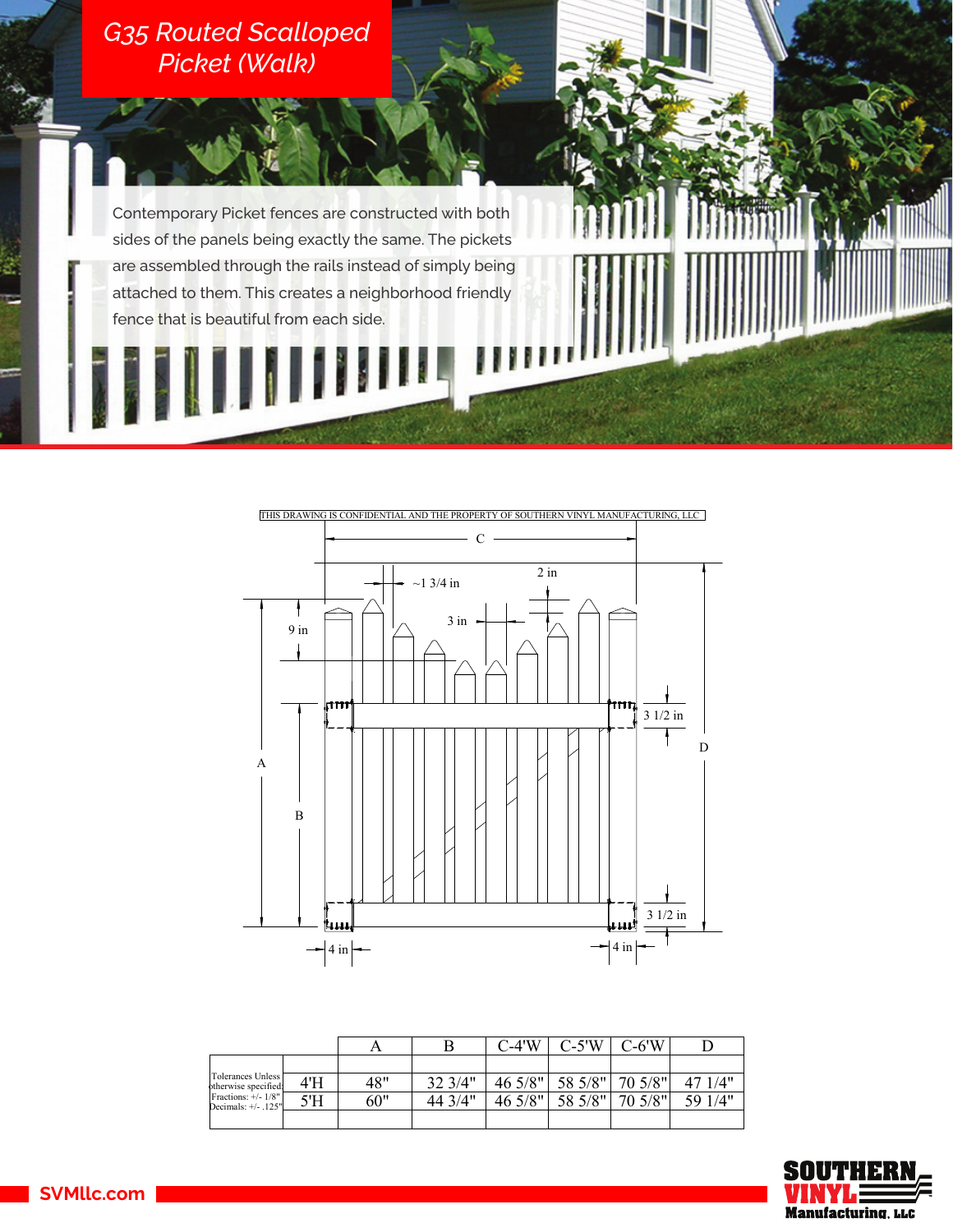# G35 Routed Scalloped Picket (Walk)

Contemporary Picket fences are constructed with both sides of the panels being exactly the same. The pickets are assembled through the rails instead of simply being attached to them. This creates a neighborhood friendly fence that is beautiful from each side.

THIS DRAWING IS CONFIDENTIAL AND THE PROPERTY OF SOUTHERN VINYL MANUFACTURING, LLC

C

~1 3/4 in

2 in

3 in

9 in

3 1/2 in

D

A

B

3 1/2 in

4 in

4 in

| | | A | B | C-4'W | C-5'W | C-6'W | D |
|---|---|---|---|---|---|---|---|
| Tolerances Unless otherwise specified: Fractions: +/- 1/8" Decimals: +/- .125" | 4'H | 48" | 32 3/4" | 46 5/8" | 58 5/8" | 70 5/8" | 47 1/4" |
| | 5'H | 60" | 44 3/4" | 46 5/8" | 58 5/8" | 70 5/8" | 59 1/4" |

SVMllc.com

SOUTHERN VINYL Manufacturing, LLC